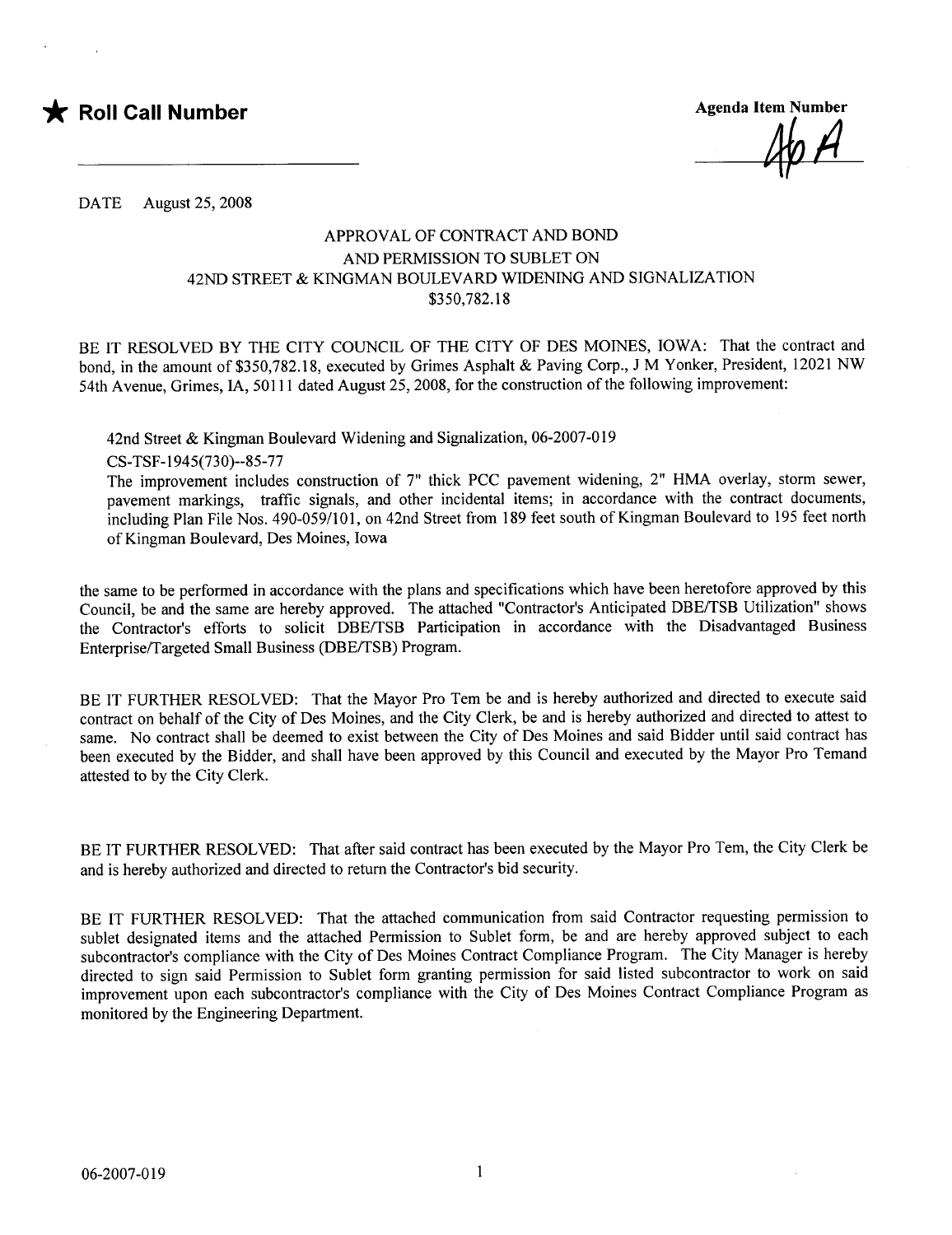★ **Roll Call Number**

**Agenda Item Number**

46A

DATE August 25, 2008

APPROVAL OF CONTRACT AND BOND
AND PERMISSION TO SUBLET ON
42ND STREET & KINGMAN BOULEVARD WIDENING AND SIGNALIZATION
$350,782.18

BE IT RESOLVED BY THE CITY COUNCIL OF THE CITY OF DES MOINES, IOWA: That the contract and bond, in the amount of $350,782.18, executed by Grimes Asphalt & Paving Corp., J M Yonker, President, 12021 NW 54th Avenue, Grimes, IA, 50111 dated August 25, 2008, for the construction of the following improvement:

42nd Street & Kingman Boulevard Widening and Signalization, 06-2007-019

CS-TSF-1945(730)--85-77

The improvement includes construction of 7" thick PCC pavement widening, 2" HMA overlay, storm sewer, pavement markings, traffic signals, and other incidental items; in accordance with the contract documents, including Plan File Nos. 490-059/101, on 42nd Street from 189 feet south of Kingman Boulevard to 195 feet north of Kingman Boulevard, Des Moines, Iowa

the same to be performed in accordance with the plans and specifications which have been heretofore approved by this Council, be and the same are hereby approved. The attached "Contractor's Anticipated DBE/TSB Utilization" shows the Contractor's efforts to solicit DBE/TSB Participation in accordance with the Disadvantaged Business Enterprise/Targeted Small Business (DBE/TSB) Program.

BE IT FURTHER RESOLVED: That the Mayor Pro Tem be and is hereby authorized and directed to execute said contract on behalf of the City of Des Moines, and the City Clerk, be and is hereby authorized and directed to attest to same. No contract shall be deemed to exist between the City of Des Moines and said Bidder until said contract has been executed by the Bidder, and shall have been approved by this Council and executed by the Mayor Pro Temand attested to by the City Clerk.

BE IT FURTHER RESOLVED: That after said contract has been executed by the Mayor Pro Tem, the City Clerk be and is hereby authorized and directed to return the Contractor's bid security.

BE IT FURTHER RESOLVED: That the attached communication from said Contractor requesting permission to sublet designated items and the attached Permission to Sublet form, be and are hereby approved subject to each subcontractor's compliance with the City of Des Moines Contract Compliance Program. The City Manager is hereby directed to sign said Permission to Sublet form granting permission for said listed subcontractor to work on said improvement upon each subcontractor's compliance with the City of Des Moines Contract Compliance Program as monitored by the Engineering Department.

06-2007-019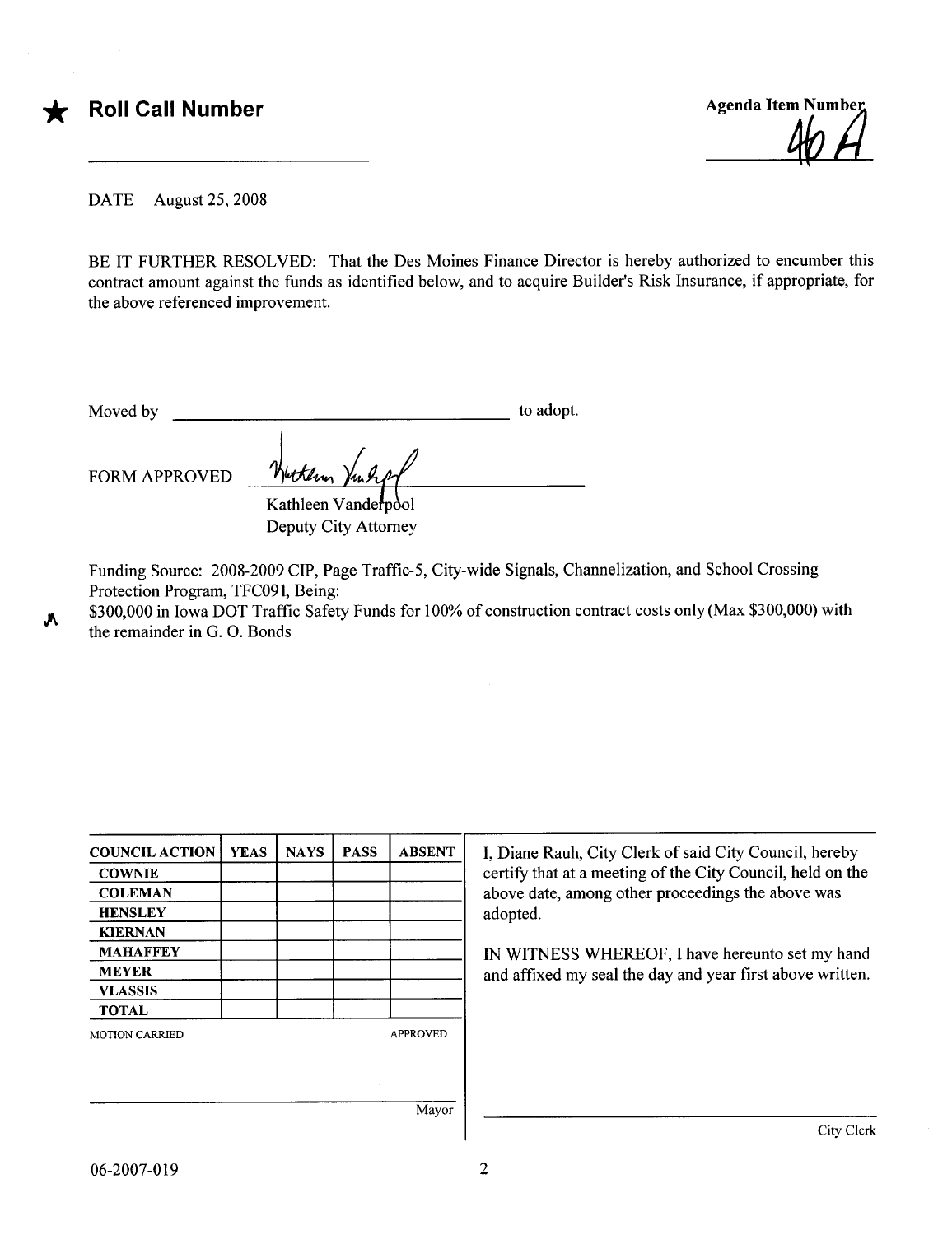★ **Roll Call Number** ______________________

**Agenda Item Number** 46 A

DATE August 25, 2008

BE IT FURTHER RESOLVED: That the Des Moines Finance Director is hereby authorized to encumber this contract amount against the funds as identified below, and to acquire Builder's Risk Insurance, if appropriate, for the above referenced improvement.

Moved by ______________________________________ to adopt.

FORM APPROVED ______________________________
Kathleen Vanderpool
Deputy City Attorney

Funding Source: 2008-2009 CIP, Page Traffic-5, City-wide Signals, Channelization, and School Crossing Protection Program, TFC091, Being:
$300,000 in Iowa DOT Traffic Safety Funds for 100% of construction contract costs only (Max $300,000) with the remainder in G. O. Bonds

| COUNCIL ACTION | YEAS | NAYS | PASS | ABSENT |
|---|---|---|---|---|
| COWNIE | | | | |
| COLEMAN | | | | |
| HENSLEY | | | | |
| KIERNAN | | | | |
| MAHAFFEY | | | | |
| MEYER | | | | |
| VLASSIS | | | | |
| TOTAL | | | | |

MOTION CARRIED APPROVED

______________________________ Mayor

I, Diane Rauh, City Clerk of said City Council, hereby certify that at a meeting of the City Council, held on the above date, among other proceedings the above was adopted.

IN WITNESS WHEREOF, I have hereunto set my hand and affixed my seal the day and year first above written.

______________________________ City Clerk

06-2007-019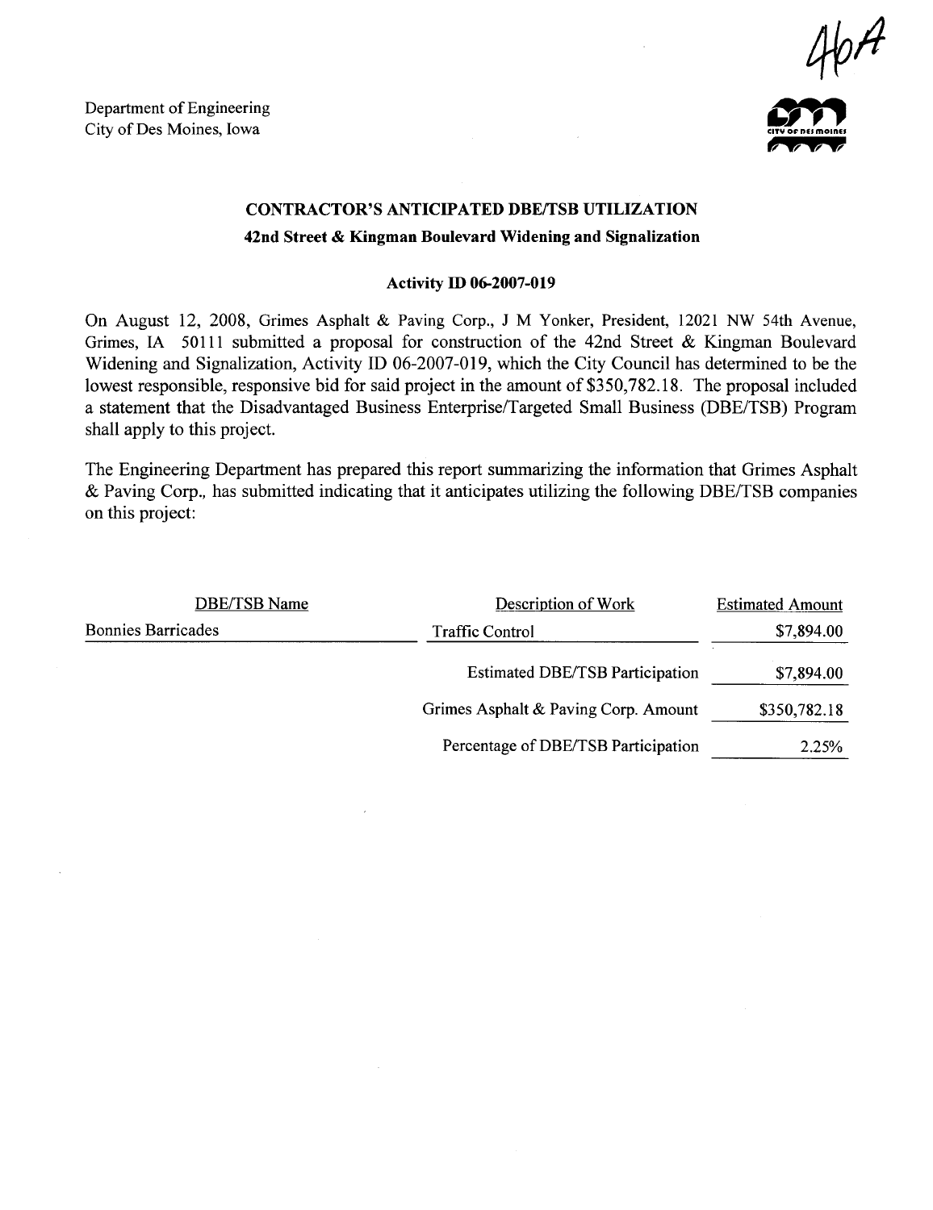Department of Engineering
City of Des Moines, Iowa

46A

# CONTRACTOR'S ANTICIPATED DBE/TSB UTILIZATION

## 42nd Street & Kingman Boulevard Widening and Signalization

### Activity ID 06-2007-019

On August 12, 2008, Grimes Asphalt & Paving Corp., J M Yonker, President, 12021 NW 54th Avenue, Grimes, IA 50111 submitted a proposal for construction of the 42nd Street & Kingman Boulevard Widening and Signalization, Activity ID 06-2007-019, which the City Council has determined to be the lowest responsible, responsive bid for said project in the amount of $350,782.18. The proposal included a statement that the Disadvantaged Business Enterprise/Targeted Small Business (DBE/TSB) Program shall apply to this project.

The Engineering Department has prepared this report summarizing the information that Grimes Asphalt & Paving Corp., has submitted indicating that it anticipates utilizing the following DBE/TSB companies on this project:

| DBE/TSB Name | Description of Work | Estimated Amount |
|---|---|---|
| Bonnies Barricades | Traffic Control | $7,894.00 |
| | Estimated DBE/TSB Participation | $7,894.00 |
| | Grimes Asphalt & Paving Corp. Amount | $350,782.18 |
| | Percentage of DBE/TSB Participation | 2.25% |